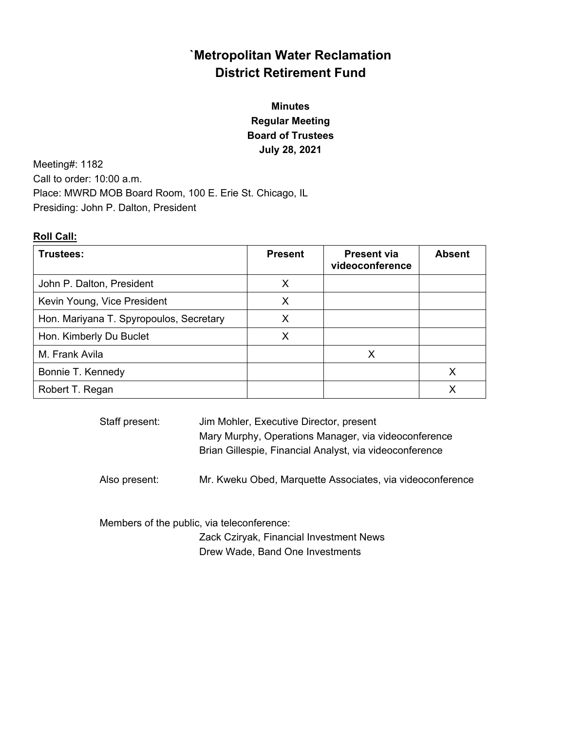# `Metropolitan Water Reclamation District Retirement Fund

**Minutes**
**Regular Meeting**
**Board of Trustees**
**July 28, 2021**

Meeting#: 1182
Call to order: 10:00 a.m.
Place: MWRD MOB Board Room, 100 E. Erie St. Chicago, IL
Presiding: John P. Dalton, President

**Roll Call:**

| Trustees: | Present | Present via videoconference | Absent |
| --- | --- | --- | --- |
| John P. Dalton, President | X | | |
| Kevin Young, Vice President | X | | |
| Hon. Mariyana T. Spyropoulos, Secretary | X | | |
| Hon. Kimberly Du Buclet | X | | |
| M. Frank Avila | | X | |
| Bonnie T. Kennedy | | | X |
| Robert T. Regan | | | X |

Staff present: Jim Mohler, Executive Director, present
Mary Murphy, Operations Manager, via videoconference
Brian Gillespie, Financial Analyst, via videoconference

Also present: Mr. Kweku Obed, Marquette Associates, via videoconference

Members of the public, via teleconference:
Zack Cziryak, Financial Investment News
Drew Wade, Band One Investments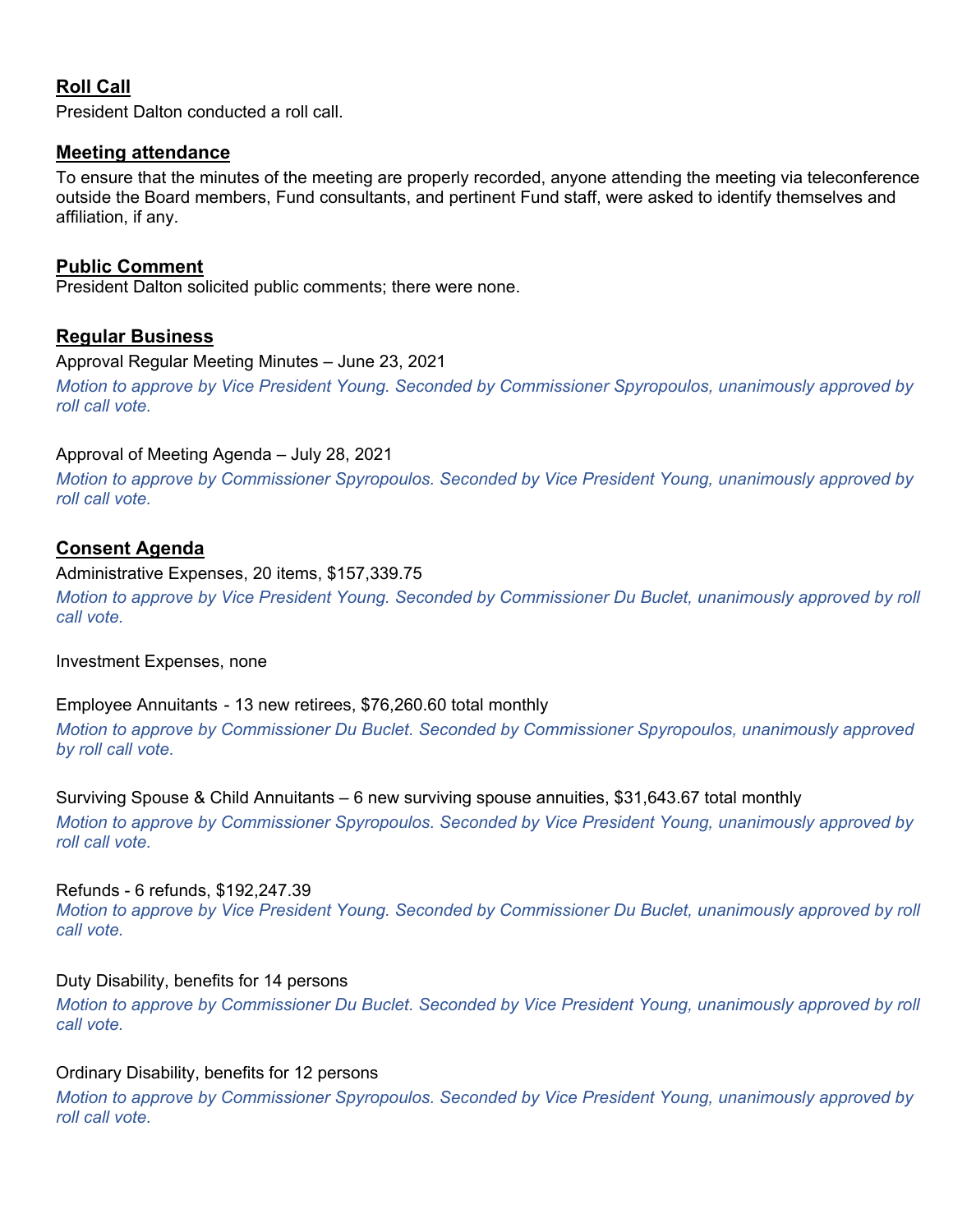## Roll Call

President Dalton conducted a roll call.

## Meeting attendance

To ensure that the minutes of the meeting are properly recorded, anyone attending the meeting via teleconference outside the Board members, Fund consultants, and pertinent Fund staff, were asked to identify themselves and affiliation, if any.

## Public Comment

President Dalton solicited public comments; there were none.

## Regular Business

Approval Regular Meeting Minutes – June 23, 2021

*Motion to approve by Vice President Young. Seconded by Commissioner Spyropoulos, unanimously approved by roll call vote.*

Approval of Meeting Agenda – July 28, 2021

*Motion to approve by Commissioner Spyropoulos. Seconded by Vice President Young, unanimously approved by roll call vote.*

## Consent Agenda

Administrative Expenses, 20 items, $157,339.75

*Motion to approve by Vice President Young. Seconded by Commissioner Du Buclet, unanimously approved by roll call vote.*

Investment Expenses, none

Employee Annuitants - 13 new retirees, $76,260.60 total monthly

*Motion to approve by Commissioner Du Buclet. Seconded by Commissioner Spyropoulos, unanimously approved by roll call vote.*

Surviving Spouse & Child Annuitants – 6 new surviving spouse annuities, $31,643.67 total monthly

*Motion to approve by Commissioner Spyropoulos. Seconded by Vice President Young, unanimously approved by roll call vote.*

Refunds - 6 refunds, $192,247.39

*Motion to approve by Vice President Young. Seconded by Commissioner Du Buclet, unanimously approved by roll call vote.*

Duty Disability, benefits for 14 persons

*Motion to approve by Commissioner Du Buclet. Seconded by Vice President Young, unanimously approved by roll call vote.*

Ordinary Disability, benefits for 12 persons

*Motion to approve by Commissioner Spyropoulos. Seconded by Vice President Young, unanimously approved by roll call vote.*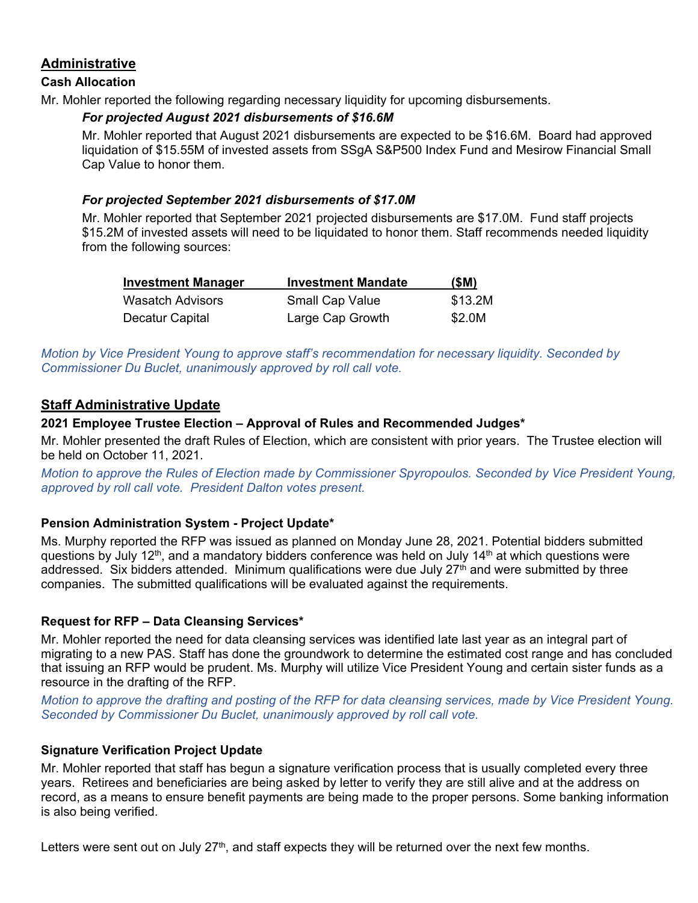## Administrative

### Cash Allocation

Mr. Mohler reported the following regarding necessary liquidity for upcoming disbursements.

***For projected August 2021 disbursements of $16.6M***

Mr. Mohler reported that August 2021 disbursements are expected to be $16.6M. Board had approved liquidation of $15.55M of invested assets from SSgA S&P500 Index Fund and Mesirow Financial Small Cap Value to honor them.

***For projected September 2021 disbursements of $17.0M***

Mr. Mohler reported that September 2021 projected disbursements are $17.0M. Fund staff projects $15.2M of invested assets will need to be liquidated to honor them. Staff recommends needed liquidity from the following sources:

| Investment Manager | Investment Mandate | ($M) |
|---|---|---|
| Wasatch Advisors | Small Cap Value | $13.2M |
| Decatur Capital | Large Cap Growth | $2.0M |

*Motion by Vice President Young to approve staff's recommendation for necessary liquidity. Seconded by Commissioner Du Buclet, unanimously approved by roll call vote.*

## Staff Administrative Update

### 2021 Employee Trustee Election – Approval of Rules and Recommended Judges*

Mr. Mohler presented the draft Rules of Election, which are consistent with prior years. The Trustee election will be held on October 11, 2021.

*Motion to approve the Rules of Election made by Commissioner Spyropoulos. Seconded by Vice President Young, approved by roll call vote. President Dalton votes present.*

### Pension Administration System - Project Update*

Ms. Murphy reported the RFP was issued as planned on Monday June 28, 2021. Potential bidders submitted questions by July 12th, and a mandatory bidders conference was held on July 14th at which questions were addressed. Six bidders attended. Minimum qualifications were due July 27th and were submitted by three companies. The submitted qualifications will be evaluated against the requirements.

### Request for RFP – Data Cleansing Services*

Mr. Mohler reported the need for data cleansing services was identified late last year as an integral part of migrating to a new PAS. Staff has done the groundwork to determine the estimated cost range and has concluded that issuing an RFP would be prudent. Ms. Murphy will utilize Vice President Young and certain sister funds as a resource in the drafting of the RFP.

*Motion to approve the drafting and posting of the RFP for data cleansing services, made by Vice President Young. Seconded by Commissioner Du Buclet, unanimously approved by roll call vote.*

### Signature Verification Project Update

Mr. Mohler reported that staff has begun a signature verification process that is usually completed every three years. Retirees and beneficiaries are being asked by letter to verify they are still alive and at the address on record, as a means to ensure benefit payments are being made to the proper persons. Some banking information is also being verified.

Letters were sent out on July 27th, and staff expects they will be returned over the next few months.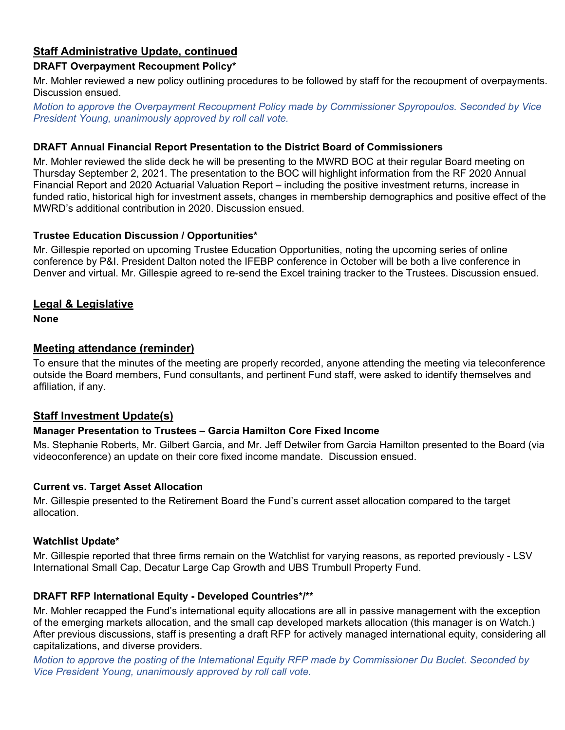## Staff Administrative Update, continued

### DRAFT Overpayment Recoupment Policy*

Mr. Mohler reviewed a new policy outlining procedures to be followed by staff for the recoupment of overpayments. Discussion ensued.

*Motion to approve the Overpayment Recoupment Policy made by Commissioner Spyropoulos. Seconded by Vice President Young, unanimously approved by roll call vote.*

### DRAFT Annual Financial Report Presentation to the District Board of Commissioners

Mr. Mohler reviewed the slide deck he will be presenting to the MWRD BOC at their regular Board meeting on Thursday September 2, 2021. The presentation to the BOC will highlight information from the RF 2020 Annual Financial Report and 2020 Actuarial Valuation Report – including the positive investment returns, increase in funded ratio, historical high for investment assets, changes in membership demographics and positive effect of the MWRD's additional contribution in 2020. Discussion ensued.

### Trustee Education Discussion / Opportunities*

Mr. Gillespie reported on upcoming Trustee Education Opportunities, noting the upcoming series of online conference by P&I. President Dalton noted the IFEBP conference in October will be both a live conference in Denver and virtual. Mr. Gillespie agreed to re-send the Excel training tracker to the Trustees. Discussion ensued.

## Legal & Legislative

**None**

## Meeting attendance (reminder)

To ensure that the minutes of the meeting are properly recorded, anyone attending the meeting via teleconference outside the Board members, Fund consultants, and pertinent Fund staff, were asked to identify themselves and affiliation, if any.

## Staff Investment Update(s)

### Manager Presentation to Trustees – Garcia Hamilton Core Fixed Income

Ms. Stephanie Roberts, Mr. Gilbert Garcia, and Mr. Jeff Detwiler from Garcia Hamilton presented to the Board (via videoconference) an update on their core fixed income mandate. Discussion ensued.

### Current vs. Target Asset Allocation

Mr. Gillespie presented to the Retirement Board the Fund's current asset allocation compared to the target allocation.

### Watchlist Update*

Mr. Gillespie reported that three firms remain on the Watchlist for varying reasons, as reported previously - LSV International Small Cap, Decatur Large Cap Growth and UBS Trumbull Property Fund.

### DRAFT RFP International Equity - Developed Countries*/**

Mr. Mohler recapped the Fund's international equity allocations are all in passive management with the exception of the emerging markets allocation, and the small cap developed markets allocation (this manager is on Watch.) After previous discussions, staff is presenting a draft RFP for actively managed international equity, considering all capitalizations, and diverse providers.

*Motion to approve the posting of the International Equity RFP made by Commissioner Du Buclet. Seconded by Vice President Young, unanimously approved by roll call vote.*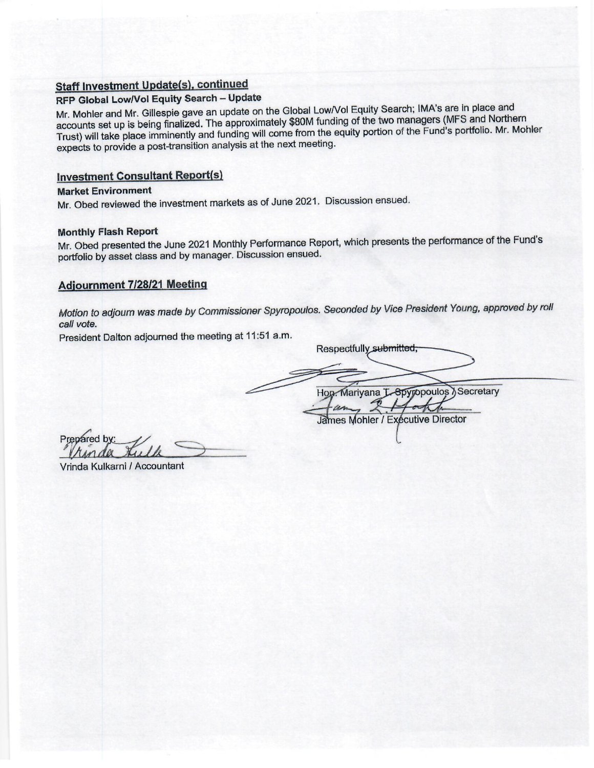## Staff Investment Update(s), continued

### RFP Global Low/Vol Equity Search – Update

Mr. Mohler and Mr. Gillespie gave an update on the Global Low/Vol Equity Search; IMA's are in place and accounts set up is being finalized. The approximately $80M funding of the two managers (MFS and Northern Trust) will take place imminently and funding will come from the equity portion of the Fund's portfolio. Mr. Mohler expects to provide a post-transition analysis at the next meeting.

## Investment Consultant Report(s)

### Market Environment

Mr. Obed reviewed the investment markets as of June 2021. Discussion ensued.

### Monthly Flash Report

Mr. Obed presented the June 2021 Monthly Performance Report, which presents the performance of the Fund's portfolio by asset class and by manager. Discussion ensued.

## Adjournment 7/28/21 Meeting

*Motion to adjourn was made by Commissioner Spyropoulos. Seconded by Vice President Young, approved by roll call vote.*

President Dalton adjourned the meeting at 11:51 a.m.

Respectfully submitted,

Hon. Mariyana T. Spyropoulos / Secretary

James Mohler / Executive Director

Prepared by:

Vrinda Kulkarni / Accountant